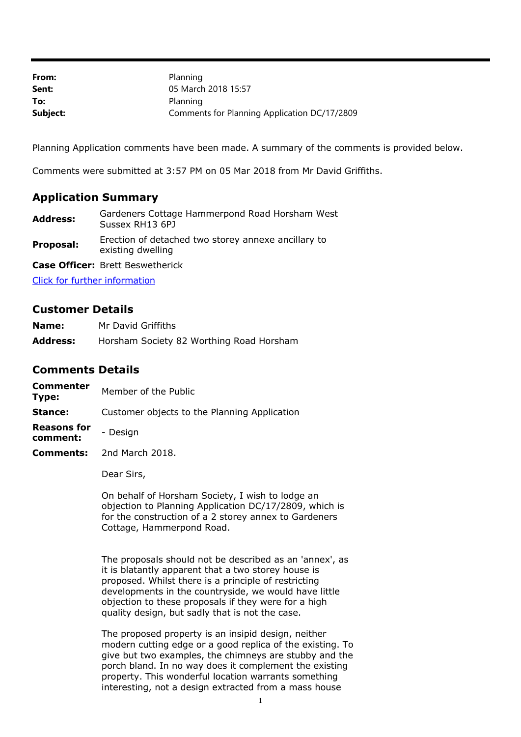| | |
|---|---|
| **From:** | Planning |
| **Sent:** | 05 March 2018 15:57 |
| **To:** | Planning |
| **Subject:** | Comments for Planning Application DC/17/2809 |

Planning Application comments have been made. A summary of the comments is provided below.

Comments were submitted at 3:57 PM on 05 Mar 2018 from Mr David Griffiths.

## Application Summary

| | |
|---|---|
| **Address:** | Gardeners Cottage Hammerpond Road Horsham West Sussex RH13 6PJ |
| **Proposal:** | Erection of detached two storey annexe ancillary to existing dwelling |
| **Case Officer:** | Brett Beswetherick |

Click for further information

## Customer Details

| | |
|---|---|
| **Name:** | Mr David Griffiths |
| **Address:** | Horsham Society 82 Worthing Road Horsham |

## Comments Details

| | |
|---|---|
| **Commenter Type:** | Member of the Public |
| **Stance:** | Customer objects to the Planning Application |
| **Reasons for comment:** | - Design |
| **Comments:** | 2nd March 2018. |

Dear Sirs,

On behalf of Horsham Society, I wish to lodge an objection to Planning Application DC/17/2809, which is for the construction of a 2 storey annex to Gardeners Cottage, Hammerpond Road.

The proposals should not be described as an 'annex', as it is blatantly apparent that a two storey house is proposed. Whilst there is a principle of restricting developments in the countryside, we would have little objection to these proposals if they were for a high quality design, but sadly that is not the case.

The proposed property is an insipid design, neither modern cutting edge or a good replica of the existing. To give but two examples, the chimneys are stubby and the porch bland. In no way does it complement the existing property. This wonderful location warrants something interesting, not a design extracted from a mass house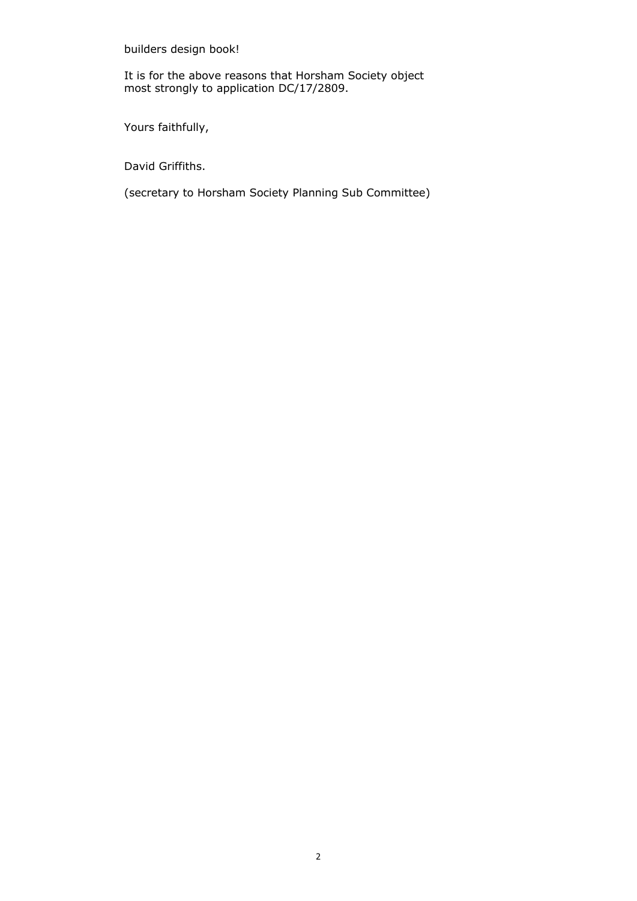builders design book!

It is for the above reasons that Horsham Society object most strongly to application DC/17/2809.

Yours faithfully,

David Griffiths.

(secretary to Horsham Society Planning Sub Committee)